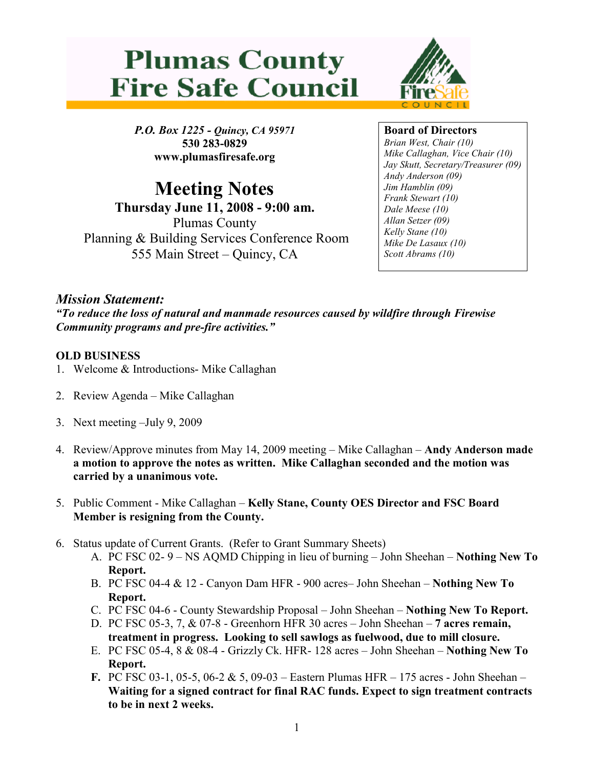# Plumas County Fire Safe Council

*P.O. Box 1225 - Quincy, CA 95971*
**530 283-0829**
**www.plumasfiresafe.org**

## Meeting Notes

**Thursday June 11, 2008 - 9:00 am.**
Plumas County
Planning & Building Services Conference Room
555 Main Street – Quincy, CA

**Board of Directors**
*Brian West, Chair (10)*
*Mike Callaghan, Vice Chair (10)*
*Jay Skutt, Secretary/Treasurer (09)*
*Andy Anderson (09)*
*Jim Hamblin (09)*
*Frank Stewart (10)*
*Dale Meese (10)*
*Allan Setzer (09)*
*Kelly Stane (10)*
*Mike De Lasaux (10)*
*Scott Abrams (10)*

### *Mission Statement:*

***"To reduce the loss of natural and manmade resources caused by wildfire through Firewise Community programs and pre-fire activities."***

**OLD BUSINESS**

1. Welcome & Introductions- Mike Callaghan
2. Review Agenda – Mike Callaghan
3. Next meeting –July 9, 2009
4. Review/Approve minutes from May 14, 2009 meeting – Mike Callaghan – **Andy Anderson made a motion to approve the notes as written. Mike Callaghan seconded and the motion was carried by a unanimous vote.**
5. Public Comment - Mike Callaghan – **Kelly Stane, County OES Director and FSC Board Member is resigning from the County.**
6. Status update of Current Grants. (Refer to Grant Summary Sheets)
   - A. PC FSC 02- 9 – NS AQMD Chipping in lieu of burning – John Sheehan – **Nothing New To Report.**
   - B. PC FSC 04-4 & 12 - Canyon Dam HFR - 900 acres– John Sheehan – **Nothing New To Report.**
   - C. PC FSC 04-6 - County Stewardship Proposal – John Sheehan – **Nothing New To Report.**
   - D. PC FSC 05-3, 7, & 07-8 - Greenhorn HFR 30 acres – John Sheehan – **7 acres remain, treatment in progress. Looking to sell sawlogs as fuelwood, due to mill closure.**
   - E. PC FSC 05-4, 8 & 08-4 - Grizzly Ck. HFR- 128 acres – John Sheehan – **Nothing New To Report.**
   - **F.** PC FSC 03-1, 05-5, 06-2 & 5, 09-03 – Eastern Plumas HFR – 175 acres - John Sheehan – **Waiting for a signed contract for final RAC funds. Expect to sign treatment contracts to be in next 2 weeks.**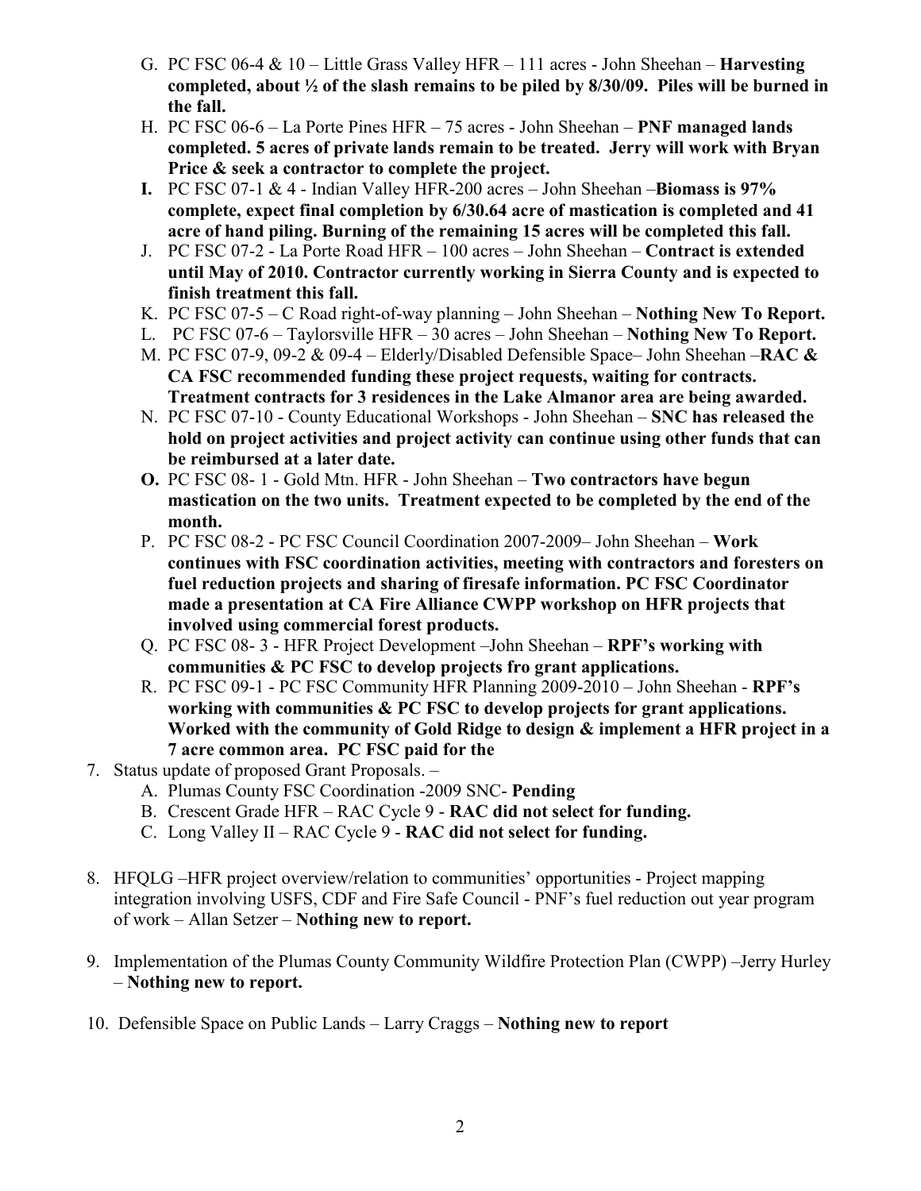G. PC FSC 06-4 & 10 – Little Grass Valley HFR – 111 acres - John Sheehan – **Harvesting completed, about ½ of the slash remains to be piled by 8/30/09. Piles will be burned in the fall.**

H. PC FSC 06-6 – La Porte Pines HFR – 75 acres - John Sheehan – **PNF managed lands completed. 5 acres of private lands remain to be treated. Jerry will work with Bryan Price & seek a contractor to complete the project.**

**I.** PC FSC 07-1 & 4 - Indian Valley HFR-200 acres – John Sheehan –**Biomass is 97% complete, expect final completion by 6/30.64 acre of mastication is completed and 41 acre of hand piling. Burning of the remaining 15 acres will be completed this fall.**

J. PC FSC 07-2 - La Porte Road HFR – 100 acres – John Sheehan – **Contract is extended until May of 2010. Contractor currently working in Sierra County and is expected to finish treatment this fall.**

K. PC FSC 07-5 – C Road right-of-way planning – John Sheehan – **Nothing New To Report.**

L. PC FSC 07-6 – Taylorsville HFR – 30 acres – John Sheehan – **Nothing New To Report.**

M. PC FSC 07-9, 09-2 & 09-4 – Elderly/Disabled Defensible Space– John Sheehan –**RAC & CA FSC recommended funding these project requests, waiting for contracts. Treatment contracts for 3 residences in the Lake Almanor area are being awarded.**

N. PC FSC 07-10 - County Educational Workshops - John Sheehan – **SNC has released the hold on project activities and project activity can continue using other funds that can be reimbursed at a later date.**

**O.** PC FSC 08- 1 - Gold Mtn. HFR - John Sheehan – **Two contractors have begun mastication on the two units. Treatment expected to be completed by the end of the month.**

P. PC FSC 08-2 - PC FSC Council Coordination 2007-2009– John Sheehan – **Work continues with FSC coordination activities, meeting with contractors and foresters on fuel reduction projects and sharing of firesafe information. PC FSC Coordinator made a presentation at CA Fire Alliance CWPP workshop on HFR projects that involved using commercial forest products.**

Q. PC FSC 08- 3 - HFR Project Development –John Sheehan – **RPF's working with communities & PC FSC to develop projects fro grant applications.**

R. PC FSC 09-1 - PC FSC Community HFR Planning 2009-2010 – John Sheehan - **RPF's working with communities & PC FSC to develop projects for grant applications. Worked with the community of Gold Ridge to design & implement a HFR project in a 7 acre common area. PC FSC paid for the**

7. Status update of proposed Grant Proposals. –
   A. Plumas County FSC Coordination -2009 SNC- **Pending**
   B. Crescent Grade HFR – RAC Cycle 9 - **RAC did not select for funding.**
   C. Long Valley II – RAC Cycle 9 - **RAC did not select for funding.**

8. HFQLG –HFR project overview/relation to communities' opportunities - Project mapping integration involving USFS, CDF and Fire Safe Council - PNF's fuel reduction out year program of work – Allan Setzer – **Nothing new to report.**

9. Implementation of the Plumas County Community Wildfire Protection Plan (CWPP) –Jerry Hurley – **Nothing new to report.**

10. Defensible Space on Public Lands – Larry Craggs – **Nothing new to report**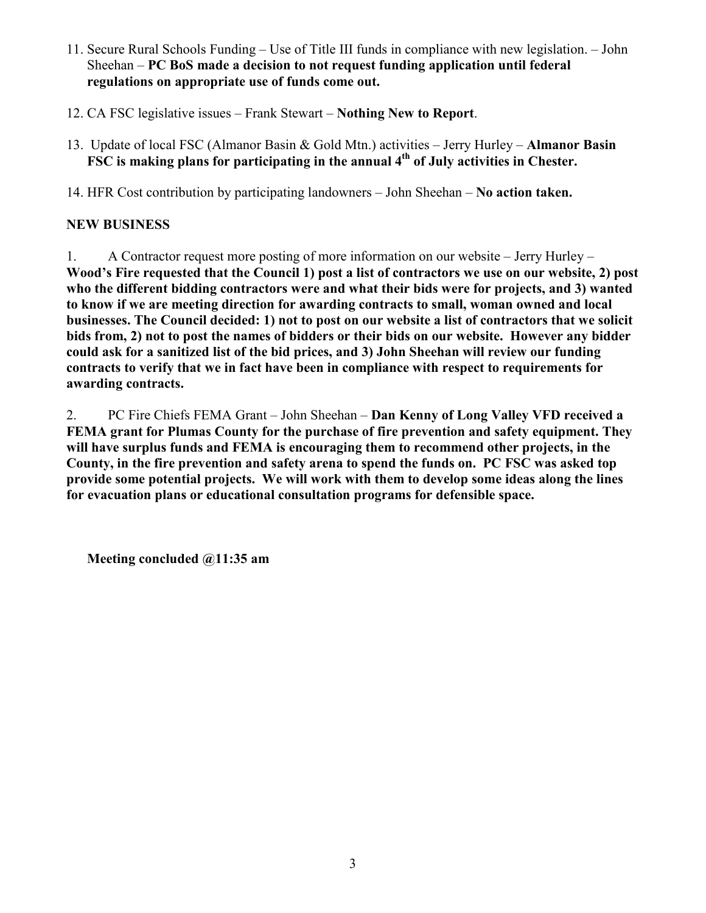11. Secure Rural Schools Funding – Use of Title III funds in compliance with new legislation. – John Sheehan – **PC BoS made a decision to not request funding application until federal regulations on appropriate use of funds come out.**

12. CA FSC legislative issues – Frank Stewart – **Nothing New to Report**.

13. Update of local FSC (Almanor Basin & Gold Mtn.) activities – Jerry Hurley – **Almanor Basin FSC is making plans for participating in the annual 4th of July activities in Chester.**

14. HFR Cost contribution by participating landowners – John Sheehan – **No action taken.**

**NEW BUSINESS**

1. A Contractor request more posting of more information on our website – Jerry Hurley – **Wood's Fire requested that the Council 1) post a list of contractors we use on our website, 2) post who the different bidding contractors were and what their bids were for projects, and 3) wanted to know if we are meeting direction for awarding contracts to small, woman owned and local businesses. The Council decided: 1) not to post on our website a list of contractors that we solicit bids from, 2) not to post the names of bidders or their bids on our website. However any bidder could ask for a sanitized list of the bid prices, and 3) John Sheehan will review our funding contracts to verify that we in fact have been in compliance with respect to requirements for awarding contracts.**

2. PC Fire Chiefs FEMA Grant – John Sheehan – **Dan Kenny of Long Valley VFD received a FEMA grant for Plumas County for the purchase of fire prevention and safety equipment. They will have surplus funds and FEMA is encouraging them to recommend other projects, in the County, in the fire prevention and safety arena to spend the funds on. PC FSC was asked top provide some potential projects. We will work with them to develop some ideas along the lines for evacuation plans or educational consultation programs for defensible space.**

**Meeting concluded @11:35 am**